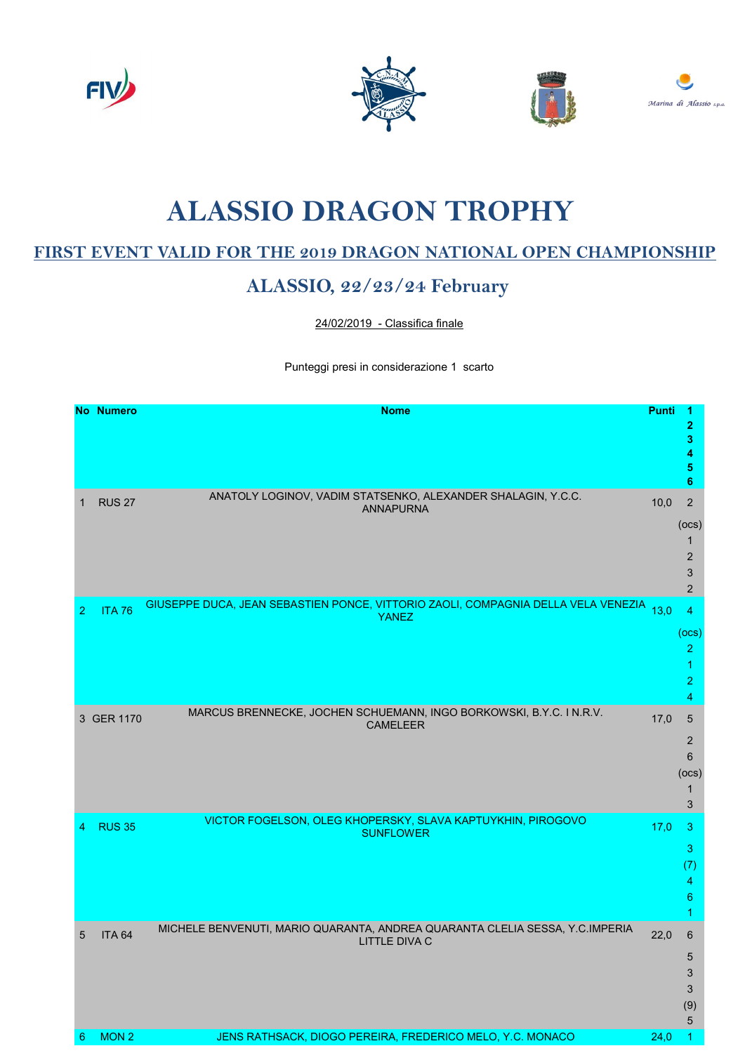# ALASSIO DRAGON TROPHY

## FIRST EVENT VALID FOR THE 2019 DRAGON NATIONAL OPEN CHAMPIONSHIP

## ALASSIO, 22/23/24 February

24/02/2019 - Classifica finale

Punteggi presi in considerazione 1 scarto

| No | Numero | Nome | Punti | 1 | 2 | 3 | 4 | 5 | 6 |
|---|---|---|---|---|---|---|---|---|---|
| 1 | RUS 27 | ANATOLY LOGINOV, VADIM STATSENKO, ALEXANDER SHALAGIN, Y.C.C. ANNAPURNA | 10,0 | 2 | (ocs) | 1 | 2 | 3 | 2 |
| 2 | ITA 76 | GIUSEPPE DUCA, JEAN SEBASTIEN PONCE, VITTORIO ZAOLI, COMPAGNIA DELLA VELA VENEZIA YANEZ | 13,0 | 4 | (ocs) | 2 | 1 | 2 | 4 |
| 3 | GER 1170 | MARCUS BRENNECKE, JOCHEN SCHUEMANN, INGO BORKOWSKI, B.Y.C. I N.R.V. CAMELEER | 17,0 | 5 | 2 | 6 | (ocs) | 1 | 3 |
| 4 | RUS 35 | VICTOR FOGELSON, OLEG KHOPERSKY, SLAVA KAPTUYKHIN, PIROGOVO SUNFLOWER | 17,0 | 3 | 3 | (7) | 4 | 6 | 1 |
| 5 | ITA 64 | MICHELE BENVENUTI, MARIO QUARANTA, ANDREA QUARANTA CLELIA SESSA, Y.C.IMPERIA LITTLE DIVA C | 22,0 | 6 | 5 | 3 | 3 | (9) | 5 |
| 6 | MON 2 | JENS RATHSACK, DIOGO PEREIRA, FREDERICO MELO, Y.C. MONACO | 24,0 | 1 | | | | | |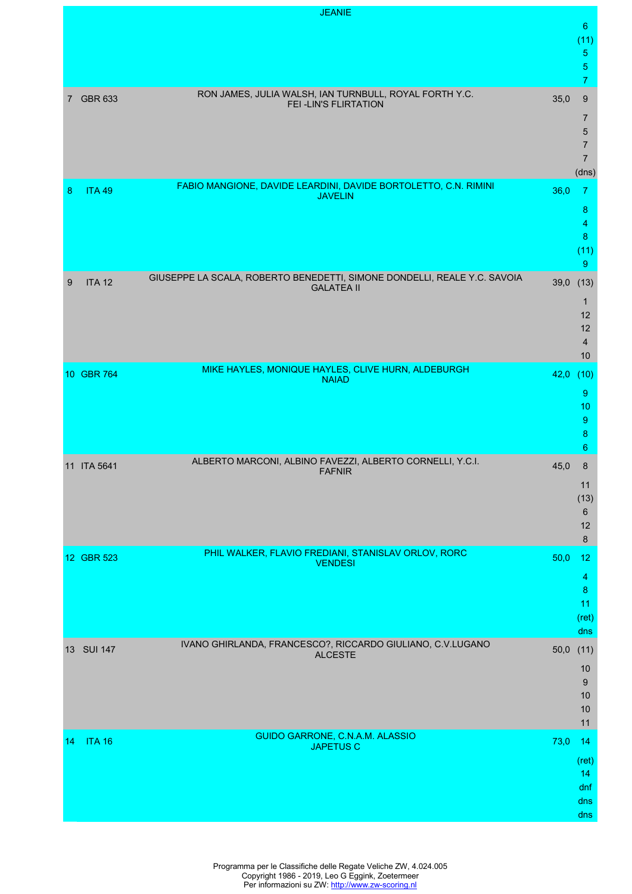| | | | | |
|---|---|---|---|---|
| | | JEANIE | | 6<br>(11)<br>5<br>5<br>7 |
| 7 | GBR 633 | RON JAMES, JULIA WALSH, IAN TURNBULL, ROYAL FORTH Y.C.<br>FEI -LIN'S FLIRTATION | 35,0 | 9<br>7<br>5<br>7<br>7<br>(dns) |
| 8 | ITA 49 | FABIO MANGIONE, DAVIDE LEARDINI, DAVIDE BORTOLETTO, C.N. RIMINI<br>JAVELIN | 36,0 | 7<br>8<br>4<br>8<br>(11)<br>9 |
| 9 | ITA 12 | GIUSEPPE LA SCALA, ROBERTO BENEDETTI, SIMONE DONDELLI, REALE Y.C. SAVOIA<br>GALATEA II | 39,0 | (13)<br>1<br>12<br>12<br>4<br>10 |
| 10 | GBR 764 | MIKE HAYLES, MONIQUE HAYLES, CLIVE HURN, ALDEBURGH<br>NAIAD | 42,0 | (10)<br>9<br>10<br>9<br>8<br>6 |
| 11 | ITA 5641 | ALBERTO MARCONI, ALBINO FAVEZZI, ALBERTO CORNELLI, Y.C.I.<br>FAFNIR | 45,0 | 8<br>11<br>(13)<br>6<br>12<br>8 |
| 12 | GBR 523 | PHIL WALKER, FLAVIO FREDIANI, STANISLAV ORLOV, RORC<br>VENDESI | 50,0 | 12<br>4<br>8<br>11<br>(ret)<br>dns |
| 13 | SUI 147 | IVANO GHIRLANDA, FRANCESCO?, RICCARDO GIULIANO, C.V.LUGANO<br>ALCESTE | 50,0 | (11)<br>10<br>9<br>10<br>10<br>11 |
| 14 | ITA 16 | GUIDO GARRONE, C.N.A.M. ALASSIO<br>JAPETUS C | 73,0 | 14<br>(ret)<br>14<br>dnf<br>dns<br>dns |

Programma per le Classifiche delle Regate Veliche ZW, 4.024.005
Copyright 1986 - 2019, Leo G Eggink, Zoetermeer
Per informazioni su ZW: http://www.zw-scoring.nl